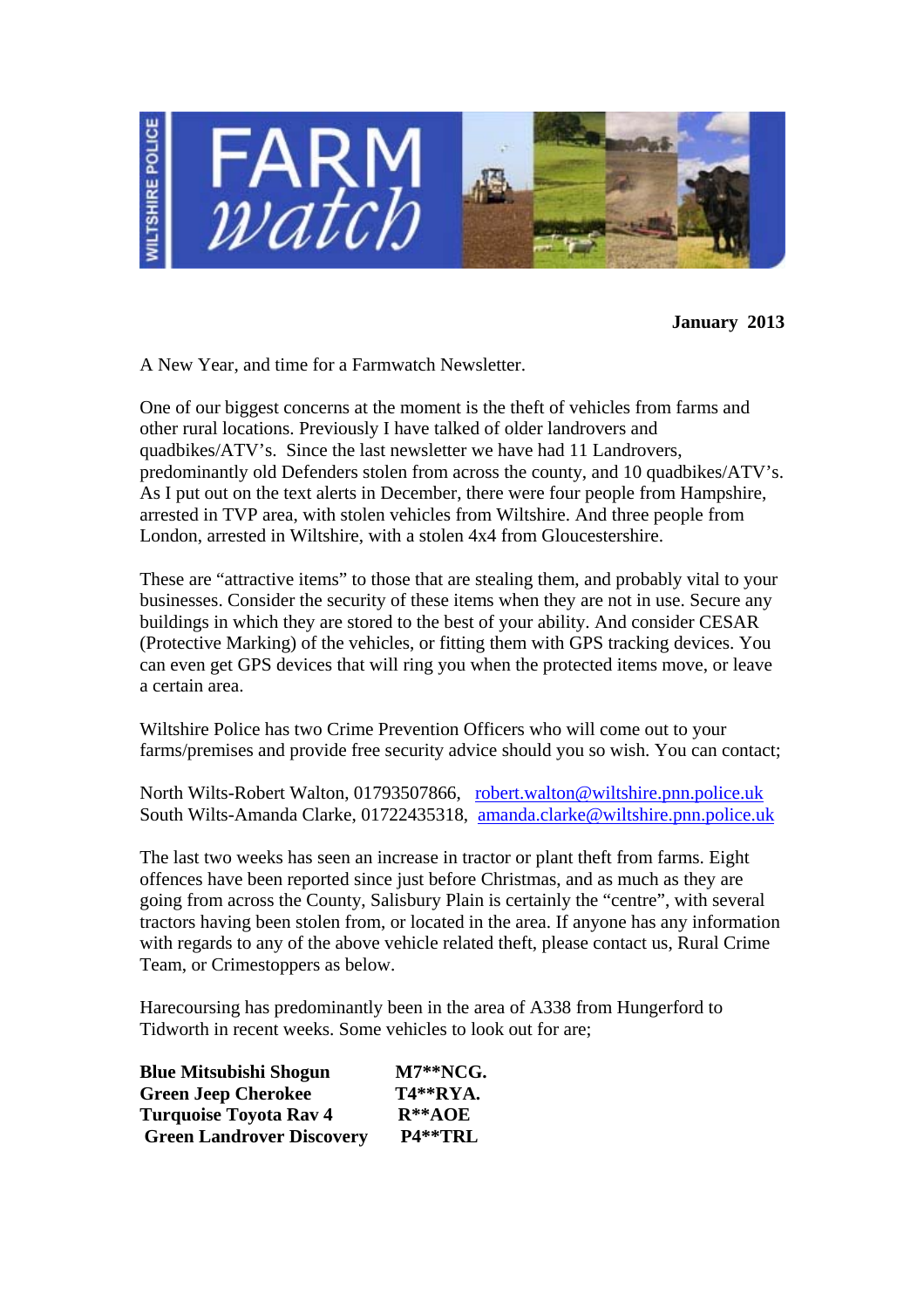# WILTSHIRE POLICE FARM watch

**January 2013**

A New Year, and time for a Farmwatch Newsletter.

One of our biggest concerns at the moment is the theft of vehicles from farms and other rural locations. Previously I have talked of older landrovers and quadbikes/ATV's. Since the last newsletter we have had 11 Landrovers, predominantly old Defenders stolen from across the county, and 10 quadbikes/ATV's. As I put out on the text alerts in December, there were four people from Hampshire, arrested in TVP area, with stolen vehicles from Wiltshire. And three people from London, arrested in Wiltshire, with a stolen 4x4 from Gloucestershire.

These are "attractive items" to those that are stealing them, and probably vital to your businesses. Consider the security of these items when they are not in use. Secure any buildings in which they are stored to the best of your ability. And consider CESAR (Protective Marking) of the vehicles, or fitting them with GPS tracking devices. You can even get GPS devices that will ring you when the protected items move, or leave a certain area.

Wiltshire Police has two Crime Prevention Officers who will come out to your farms/premises and provide free security advice should you so wish. You can contact;

North Wilts-Robert Walton, 01793507866, robert.walton@wiltshire.pnn.police.uk
South Wilts-Amanda Clarke, 01722435318, amanda.clarke@wiltshire.pnn.police.uk

The last two weeks has seen an increase in tractor or plant theft from farms. Eight offences have been reported since just before Christmas, and as much as they are going from across the County, Salisbury Plain is certainly the "centre", with several tractors having been stolen from, or located in the area. If anyone has any information with regards to any of the above vehicle related theft, please contact us, Rural Crime Team, or Crimestoppers as below.

Harecoursing has predominantly been in the area of A338 from Hungerford to Tidworth in recent weeks. Some vehicles to look out for are;

| | |
|---|---|
| **Blue Mitsubishi Shogun** | **M7**NCG.** |
| **Green Jeep Cherokee** | **T4**RYA.** |
| **Turquoise Toyota Rav 4** | **R**AOE** |
| **Green Landrover Discovery** | **P4**TRL** |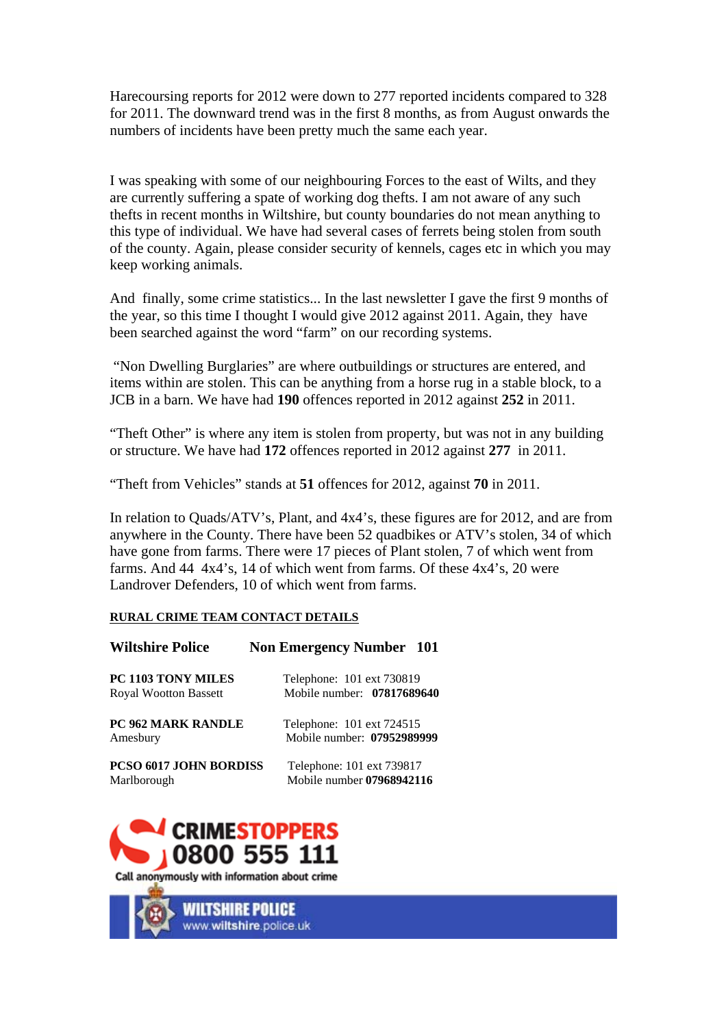Harecoursing reports for 2012 were down to 277 reported incidents compared to 328 for 2011. The downward trend was in the first 8 months, as from August onwards the numbers of incidents have been pretty much the same each year.

I was speaking with some of our neighbouring Forces to the east of Wilts, and they are currently suffering a spate of working dog thefts. I am not aware of any such thefts in recent months in Wiltshire, but county boundaries do not mean anything to this type of individual. We have had several cases of ferrets being stolen from south of the county. Again, please consider security of kennels, cages etc in which you may keep working animals.

And finally, some crime statistics... In the last newsletter I gave the first 9 months of the year, so this time I thought I would give 2012 against 2011. Again, they have been searched against the word "farm" on our recording systems.

"Non Dwelling Burglaries" are where outbuildings or structures are entered, and items within are stolen. This can be anything from a horse rug in a stable block, to a JCB in a barn. We have had **190** offences reported in 2012 against **252** in 2011.

"Theft Other" is where any item is stolen from property, but was not in any building or structure. We have had **172** offences reported in 2012 against **277** in 2011.

"Theft from Vehicles" stands at **51** offences for 2012, against **70** in 2011.

In relation to Quads/ATV's, Plant, and 4x4's, these figures are for 2012, and are from anywhere in the County. There have been 52 quadbikes or ATV's stolen, 34 of which have gone from farms. There were 17 pieces of Plant stolen, 7 of which went from farms. And 44 4x4's, 14 of which went from farms. Of these 4x4's, 20 were Landrover Defenders, 10 of which went from farms.

**RURAL CRIME TEAM CONTACT DETAILS**

**Wiltshire Police** **Non Emergency Number 101**

| | |
|---|---|
| **PC 1103 TONY MILES**<br>Royal Wootton Bassett | Telephone: 101 ext 730819<br>Mobile number: **07817689640** |
| **PC 962 MARK RANDLE**<br>Amesbury | Telephone: 101 ext 724515<br>Mobile number: **07952989999** |
| **PCSO 6017 JOHN BORDISS**<br>Marlborough | Telephone: 101 ext 739817<br>Mobile number **07968942116** |

CRIMESTOPPERS 0800 555 111
Call anonymously with information about crime

WILTSHIRE POLICE
www.wiltshire.police.uk